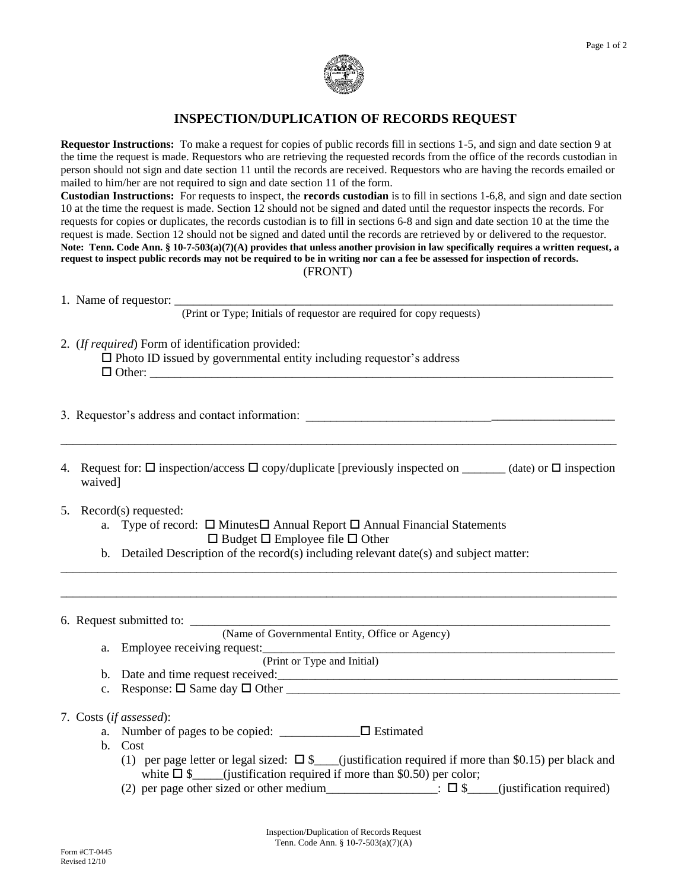# INSPECTION/DUPLICATION OF RECORDS REQUEST

**Requestor Instructions:** To make a request for copies of public records fill in sections 1-5, and sign and date section 9 at the time the request is made. Requestors who are retrieving the requested records from the office of the records custodian in person should not sign and date section 11 until the records are received. Requestors who are having the records emailed or mailed to him/her are not required to sign and date section 11 of the form.

**Custodian Instructions:** For requests to inspect, the **records custodian** is to fill in sections 1-6,8, and sign and date section 10 at the time the request is made. Section 12 should not be signed and dated until the requestor inspects the records. For requests for copies or duplicates, the records custodian is to fill in sections 6-8 and sign and date section 10 at the time the request is made. Section 12 should not be signed and dated until the records are retrieved by or delivered to the requestor.

**Note: Tenn. Code Ann. § 10-7-503(a)(7)(A) provides that unless another provision in law specifically requires a written request, a request to inspect public records may not be required to be in writing nor can a fee be assessed for inspection of records.**

(FRONT)

1. Name of requestor: ______________________________________________
   (Print or Type; Initials of requestor are required for copy requests)

2. (*If required*) Form of identification provided:
   ☐ Photo ID issued by governmental entity including requestor's address
   ☐ Other: ______________________________________________

3. Requestor's address and contact information: ______________________________________________

______________________________________________

4. Request for: ☐ inspection/access ☐ copy/duplicate [previously inspected on _______ (date) or ☐ inspection waived]

5. Record(s) requested:
   a. Type of record: ☐ Minutes ☐ Annual Report ☐ Annual Financial Statements
      ☐ Budget ☐ Employee file ☐ Other
   b. Detailed Description of the record(s) including relevant date(s) and subject matter:

______________________________________________

______________________________________________

6. Request submitted to: ______________________________________________
   (Name of Governmental Entity, Office or Agency)
   a. Employee receiving request: ______________________________________________
      (Print or Type and Initial)
   b. Date and time request received: ______________________________________________
   c. Response: ☐ Same day ☐ Other ______________________________________________

7. Costs (*if assessed*):
   a. Number of pages to be copied: _____________ ☐ Estimated
   b. Cost
      (1) per page letter or legal sized: ☐ $____(justification required if more than $0.15) per black and white ☐ $_____(justification required if more than $0.50) per color;
      (2) per page other sized or other medium_________________: ☐ $_____(justification required)

Inspection/Duplication of Records Request
Tenn. Code Ann. § 10-7-503(a)(7)(A)

Form #CT-0445
Revised 12/10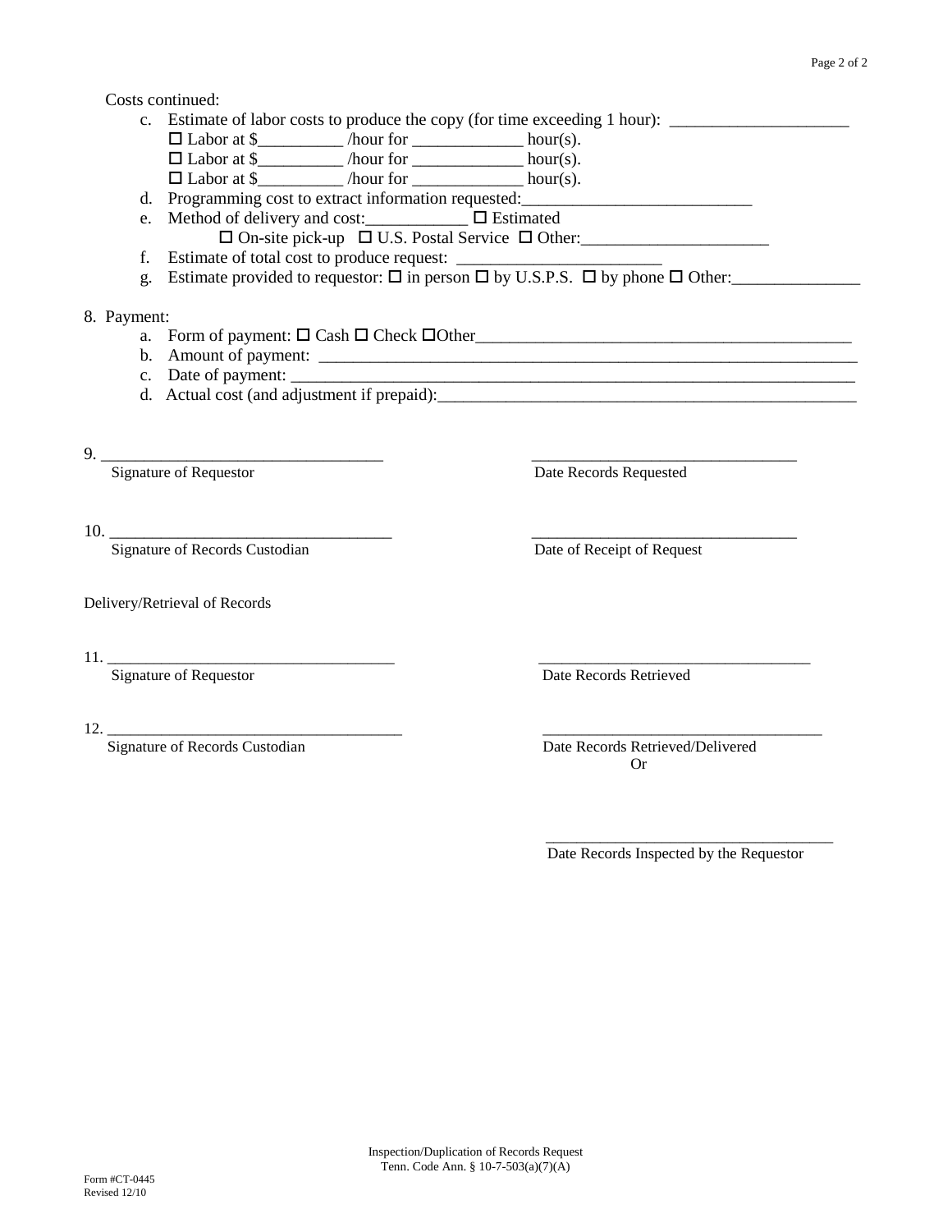Costs continued:

c. Estimate of labor costs to produce the copy (for time exceeding 1 hour): _____________________
   - ☐ Labor at $__________ /hour for _____________ hour(s).
   - ☐ Labor at $__________ /hour for _____________ hour(s).
   - ☐ Labor at $__________ /hour for _____________ hour(s).

d. Programming cost to extract information requested:__________________________

e. Method of delivery and cost:____________ ☐ Estimated
   ☐ On-site pick-up ☐ U.S. Postal Service ☐ Other:______________________

f. Estimate of total cost to produce request: ________________________

g. Estimate provided to requestor: ☐ in person ☐ by U.S.P.S. ☐ by phone ☐ Other:_______________

8. Payment:

   a. Form of payment: ☐ Cash ☐ Check ☐Other_____________________________________________
   b. Amount of payment: ________________________________________________________________
   c. Date of payment: __________________________________________________________________
   d. Actual cost (and adjustment if prepaid):___________________________________________________

9. __________________________________ &nbsp;&nbsp;&nbsp;&nbsp; _________________________________
   Signature of Requestor &nbsp;&nbsp;&nbsp;&nbsp; Date Records Requested

10. __________________________________ &nbsp;&nbsp;&nbsp;&nbsp; _________________________________
    Signature of Records Custodian &nbsp;&nbsp;&nbsp;&nbsp; Date of Receipt of Request

Delivery/Retrieval of Records

11. ____________________________________ &nbsp;&nbsp;&nbsp;&nbsp; ___________________________________
    Signature of Requestor &nbsp;&nbsp;&nbsp;&nbsp; Date Records Retrieved

12. _____________________________________ &nbsp;&nbsp;&nbsp;&nbsp; ___________________________________
    Signature of Records Custodian &nbsp;&nbsp;&nbsp;&nbsp; Date Records Retrieved/Delivered

Or

_____________________________________
Date Records Inspected by the Requestor

Inspection/Duplication of Records Request
Tenn. Code Ann. § 10-7-503(a)(7)(A)

Form #CT-0445
Revised 12/10